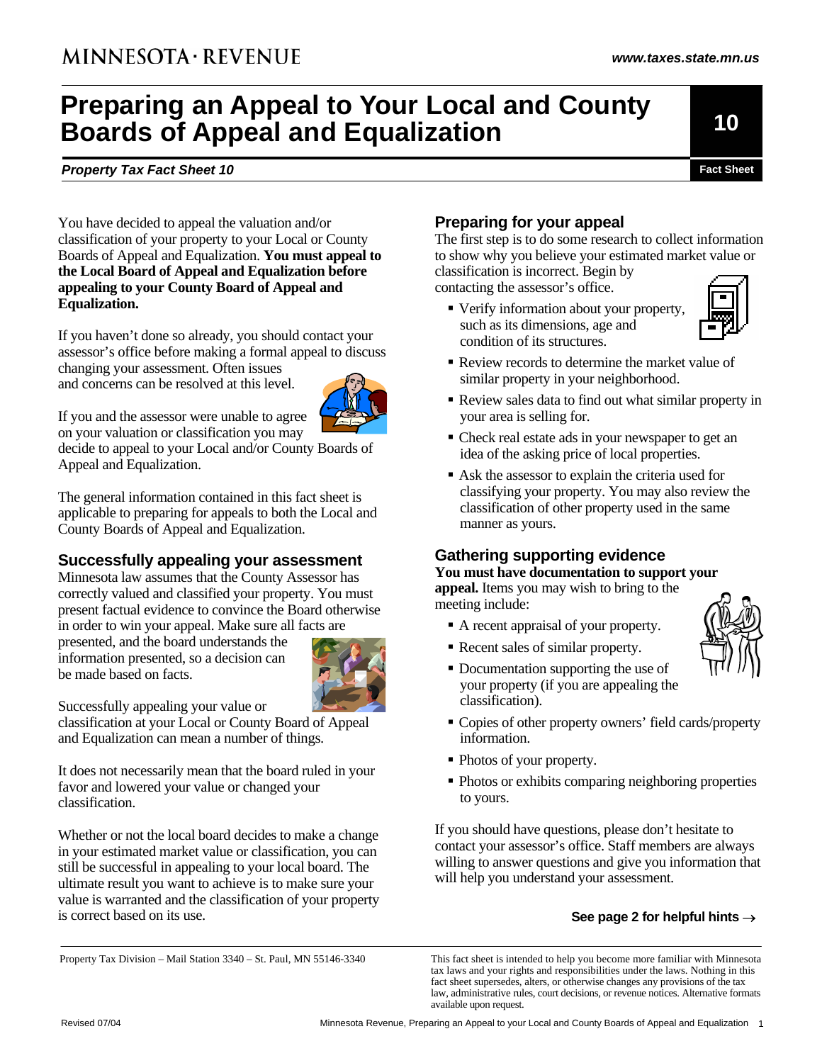MINNESOTA · REVENUE

www.taxes.state.mn.us

# Preparing an Appeal to Your Local and County Boards of Appeal and Equalization

**10**

***Property Tax Fact Sheet 10*** — **Fact Sheet**

You have decided to appeal the valuation and/or classification of your property to your Local or County Boards of Appeal and Equalization. **You must appeal to the Local Board of Appeal and Equalization before appealing to your County Board of Appeal and Equalization.**

If you haven't done so already, you should contact your assessor's office before making a formal appeal to discuss changing your assessment. Often issues and concerns can be resolved at this level.

If you and the assessor were unable to agree on your valuation or classification you may decide to appeal to your Local and/or County Boards of Appeal and Equalization.

The general information contained in this fact sheet is applicable to preparing for appeals to both the Local and County Boards of Appeal and Equalization.

## Successfully appealing your assessment

Minnesota law assumes that the County Assessor has correctly valued and classified your property. You must present factual evidence to convince the Board otherwise in order to win your appeal. Make sure all facts are presented, and the board understands the information presented, so a decision can be made based on facts.

Successfully appealing your value or classification at your Local or County Board of Appeal and Equalization can mean a number of things.

It does not necessarily mean that the board ruled in your favor and lowered your value or changed your classification.

Whether or not the local board decides to make a change in your estimated market value or classification, you can still be successful in appealing to your local board. The ultimate result you want to achieve is to make sure your value is warranted and the classification of your property is correct based on its use.

## Preparing for your appeal

The first step is to do some research to collect information to show why you believe your estimated market value or classification is incorrect. Begin by contacting the assessor's office.

- Verify information about your property, such as its dimensions, age and condition of its structures.
- Review records to determine the market value of similar property in your neighborhood.
- Review sales data to find out what similar property in your area is selling for.
- Check real estate ads in your newspaper to get an idea of the asking price of local properties.
- Ask the assessor to explain the criteria used for classifying your property. You may also review the classification of other property used in the same manner as yours.

## Gathering supporting evidence

**You must have documentation to support your appeal.** Items you may wish to bring to the meeting include:

- A recent appraisal of your property.
- Recent sales of similar property.
- Documentation supporting the use of your property (if you are appealing the classification).
- Copies of other property owners' field cards/property information.
- Photos of your property.
- Photos or exhibits comparing neighboring properties to yours.

If you should have questions, please don't hesitate to contact your assessor's office. Staff members are always willing to answer questions and give you information that will help you understand your assessment.

**See page 2 for helpful hints →**

Property Tax Division – Mail Station 3340 – St. Paul, MN 55146-3340

This fact sheet is intended to help you become more familiar with Minnesota tax laws and your rights and responsibilities under the laws. Nothing in this fact sheet supersedes, alters, or otherwise changes any provisions of the tax law, administrative rules, court decisions, or revenue notices. Alternative formats available upon request.

Revised 07/04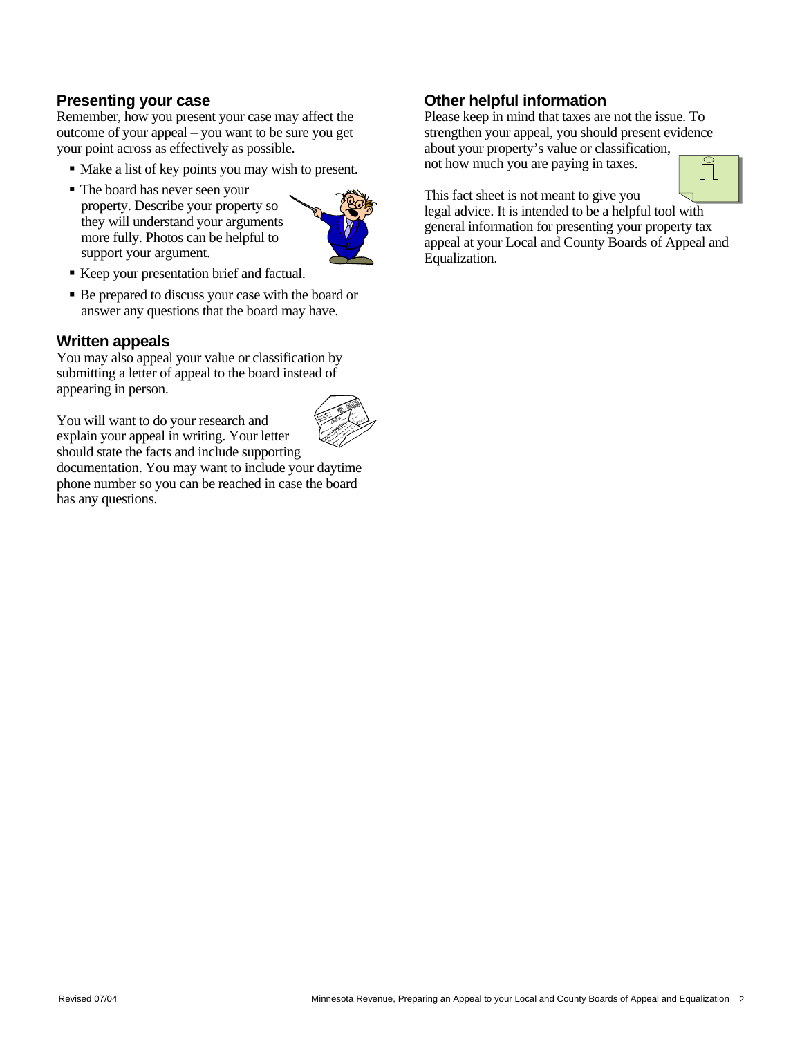## Presenting your case

Remember, how you present your case may affect the outcome of your appeal – you want to be sure you get your point across as effectively as possible.

- Make a list of key points you may wish to present.
- The board has never seen your property. Describe your property so they will understand your arguments more fully. Photos can be helpful to support your argument.
- Keep your presentation brief and factual.
- Be prepared to discuss your case with the board or answer any questions that the board may have.

## Written appeals

You may also appeal your value or classification by submitting a letter of appeal to the board instead of appearing in person.

You will want to do your research and explain your appeal in writing. Your letter should state the facts and include supporting documentation. You may want to include your daytime phone number so you can be reached in case the board has any questions.

## Other helpful information

Please keep in mind that taxes are not the issue. To strengthen your appeal, you should present evidence about your property's value or classification, not how much you are paying in taxes.

This fact sheet is not meant to give you legal advice. It is intended to be a helpful tool with general information for presenting your property tax appeal at your Local and County Boards of Appeal and Equalization.

Revised 07/04